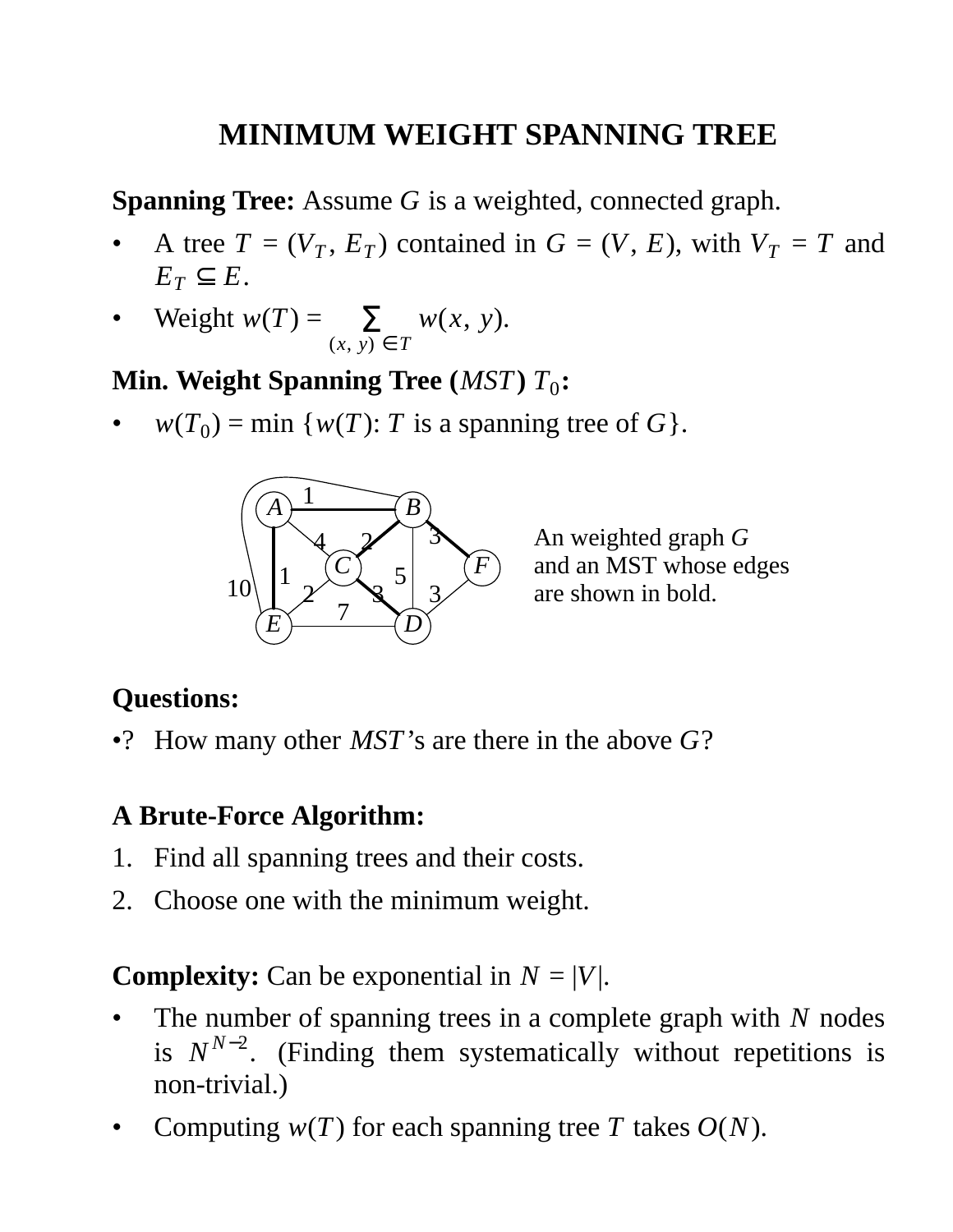# MINIMUM WEIGHT SPANNING TREE

**Spanning Tree:** Assume $G$ is a weighted, connected graph.

- A tree $T = (V_T, E_T)$ contained in $G = (V, E)$, with $V_T = T$ and $E_T \subseteq E$.
- Weight $w(T) = \sum_{(x,\, y) \in T} w(x, y)$.

**Min. Weight Spanning Tree (*MST*) $T_0$:**

- $w(T_0) = \min \{w(T)$: $T$ is a spanning tree of $G\}$.

An weighted graph $G$ and an MST whose edges are shown in bold.

**Questions:**

•? How many other *MST*'s are there in the above $G$?

**A Brute-Force Algorithm:**

1. Find all spanning trees and their costs.
2. Choose one with the minimum weight.

**Complexity:** Can be exponential in $N = |V|$.

- The number of spanning trees in a complete graph with $N$ nodes is $N^{N-2}$. (Finding them systematically without repetitions is non-trivial.)
- Computing $w(T)$ for each spanning tree $T$ takes $O(N)$.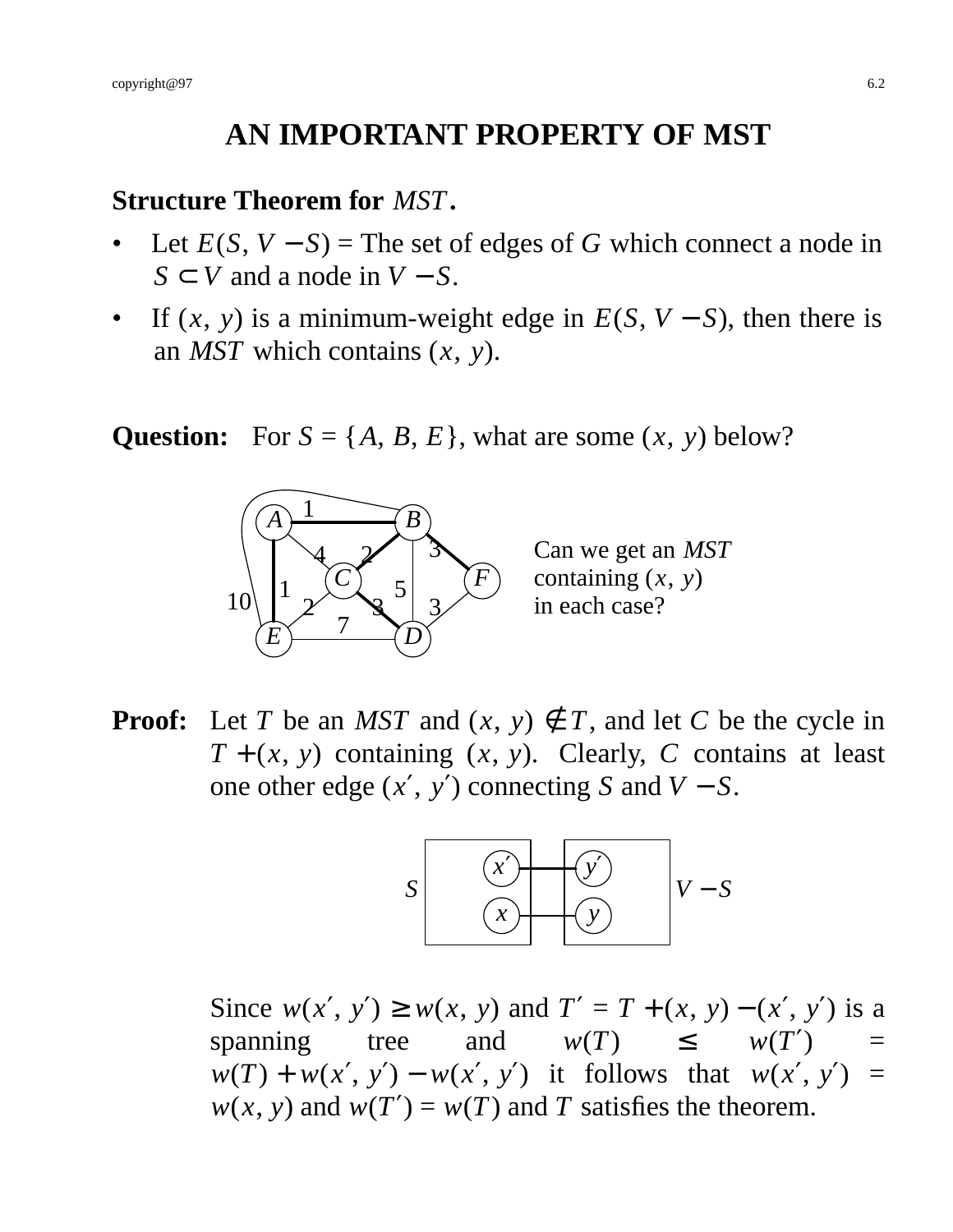# AN IMPORTANT PROPERTY OF MST

**Structure Theorem for** $MST$**.**

- Let $E(S, V - S)$ = The set of edges of $G$ which connect a node in $S \subset V$ and a node in $V - S$.
- If $(x, y)$ is a minimum-weight edge in $E(S, V - S)$, then there is an $MST$ which contains $(x, y)$.

**Question:** For $S = \{A, B, E\}$, what are some $(x, y)$ below?

Can we get an $MST$ containing $(x, y)$ in each case?

**Proof:** Let $T$ be an $MST$ and $(x, y) \notin T$, and let $C$ be the cycle in $T + (x, y)$ containing $(x, y)$. Clearly, $C$ contains at least one other edge $(x', y')$ connecting $S$ and $V - S$.

Since $w(x', y') \geq w(x, y)$ and $T' = T + (x, y) - (x', y')$ is a spanning tree and $w(T) \leq w(T') = w(T) + w(x', y') - w(x', y')$ it follows that $w(x', y') = w(x, y)$ and $w(T') = w(T)$ and $T$ satisfies the theorem.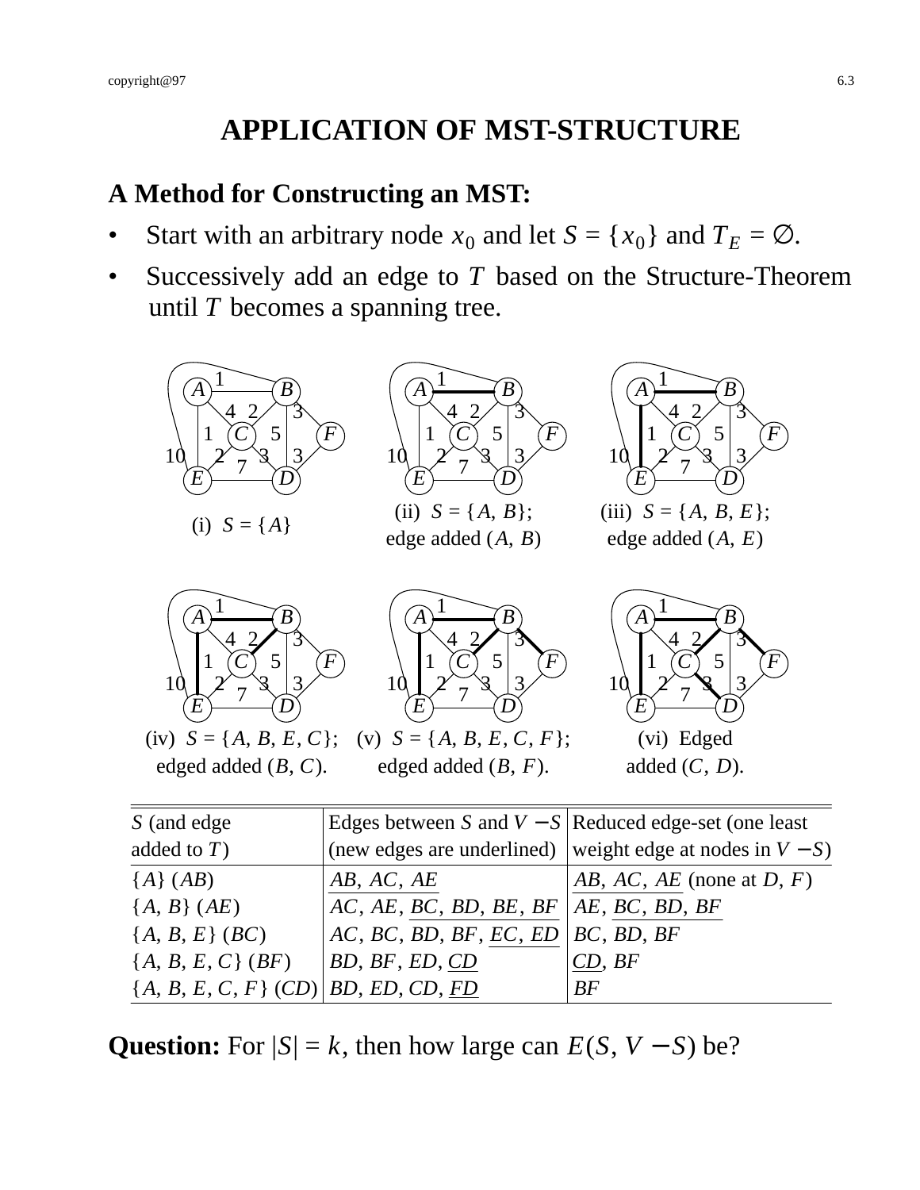# APPLICATION OF MST-STRUCTURE

## A Method for Constructing an MST:

- Start with an arbitrary node $x_0$ and let $S = \{x_0\}$ and $T_E = \emptyset$.
- Successively add an edge to $T$ based on the Structure-Theorem until $T$ becomes a spanning tree.

(i) $S = \{A\}$

(ii) $S = \{A, B\}$; edge added $(A, B)$

(iii) $S = \{A, B, E\}$; edge added $(A, E)$

(iv) $S = \{A, B, E, C\}$; edged added $(B, C)$.

(v) $S = \{A, B, E, C, F\}$; edged added $(B, F)$.

(vi) Edged added $(C, D)$.

| $S$ (and edge added to $T$) | Edges between $S$ and $V - S$ (new edges are underlined) | Reduced edge-set (one least weight edge at nodes in $V - S$) |
|---|---|---|
| $\{A\}$ $(AB)$ | <u>$AB$, $AC$, $AE$</u> | <u>$AB$, $AC$, $AE$</u> (none at $D$, $F$) |
| $\{A, B\}$ $(AE)$ | $AC$, $AE$, <u>$BC$, $BD$, $BE$, $BF$</u> | $AE$, <u>$BC$, $BD$, $BF$</u> |
| $\{A, B, E\}$ $(BC)$ | $AC$, $BC$, $BD$, $BF$, <u>$EC$, $ED$</u> | $BC$, $BD$, $BF$ |
| $\{A, B, E, C\}$ $(BF)$ | $BD$, $BF$, $ED$, <u>$CD$</u> | <u>$CD$</u>, $BF$ |
| $\{A, B, E, C, F\}$ $(CD)$ | $BD$, $ED$, $CD$, <u>$FD$</u> | $BF$ |

**Question:** For $|S| = k$, then how large can $E(S, V - S)$ be?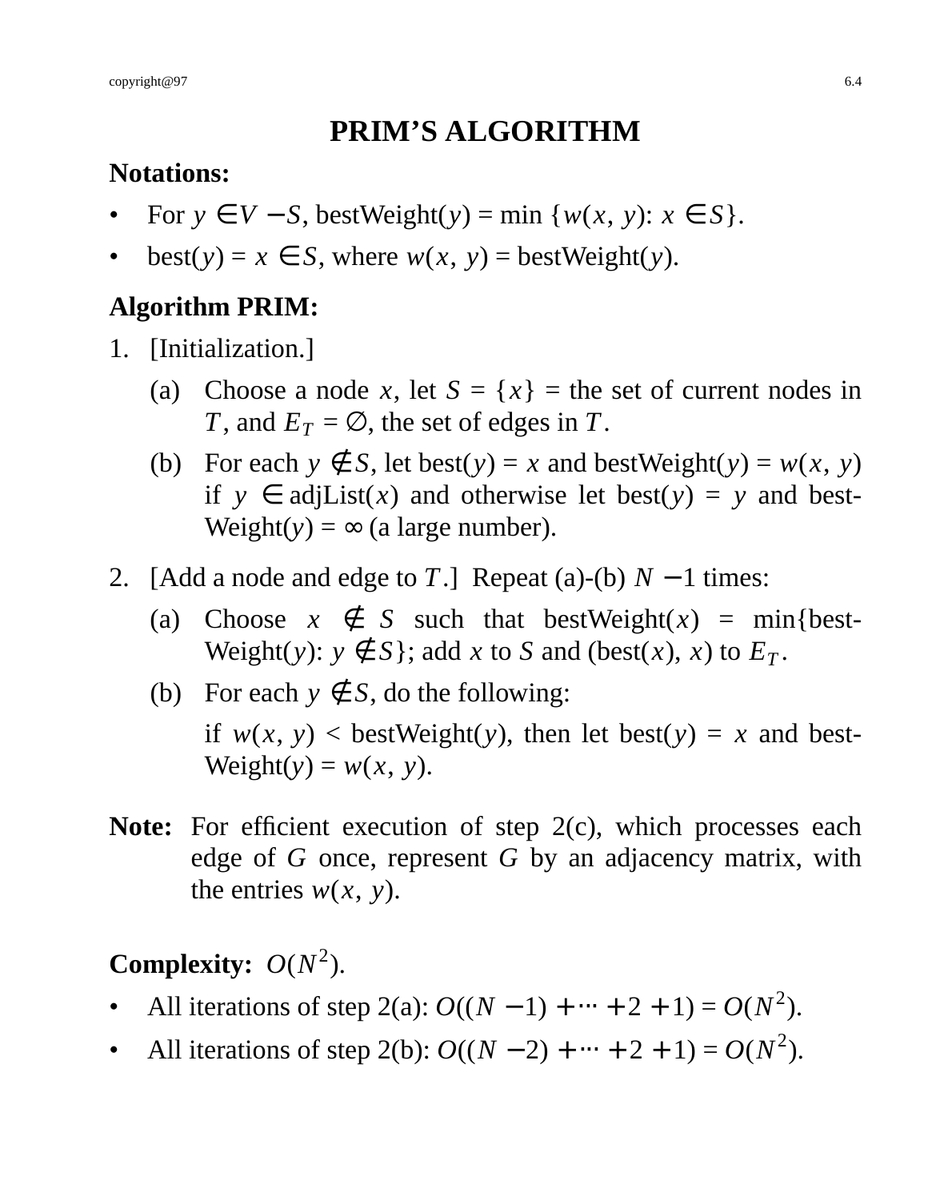# PRIM'S ALGORITHM

**Notations:**

- For $y \in V - S$, bestWeight($y$) = min $\{w(x, y): x \in S\}$.
- best($y$) = $x \in S$, where $w(x, y)$ = bestWeight($y$).

**Algorithm PRIM:**

1. [Initialization.]
   - (a) Choose a node $x$, let $S = \{x\}$ = the set of current nodes in $T$, and $E_T = \emptyset$, the set of edges in $T$.
   - (b) For each $y \notin S$, let best($y$) = $x$ and bestWeight($y$) = $w(x, y)$ if $y \in$ adjList($x$) and otherwise let best($y$) = $y$ and bestWeight($y$) = $\infty$ (a large number).
2. [Add a node and edge to $T$.] Repeat (a)-(b) $N - 1$ times:
   - (a) Choose $x \notin S$ such that bestWeight($x$) = min{bestWeight($y$): $y \notin S$}; add $x$ to $S$ and (best($x$), $x$) to $E_T$.
   - (b) For each $y \notin S$, do the following:

     if $w(x, y)$ < bestWeight($y$), then let best($y$) = $x$ and bestWeight($y$) = $w(x, y)$.

**Note:** For efficient execution of step 2(c), which processes each edge of $G$ once, represent $G$ by an adjacency matrix, with the entries $w(x, y)$.

**Complexity:** $O(N^2)$.

- All iterations of step 2(a): $O((N-1) + \cdots + 2 + 1) = O(N^2)$.
- All iterations of step 2(b): $O((N-2) + \cdots + 2 + 1) = O(N^2)$.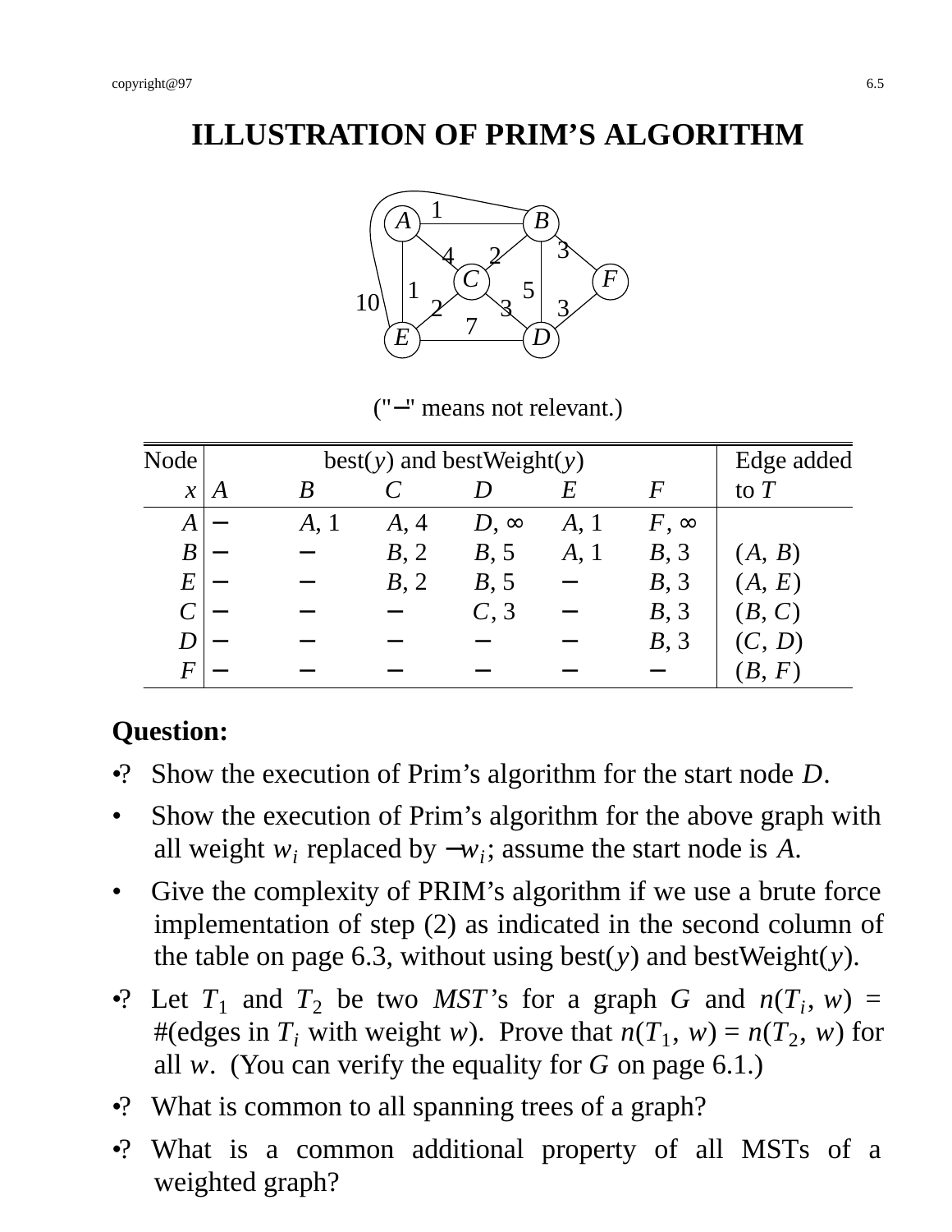# ILLUSTRATION OF PRIM'S ALGORITHM

("−" means not relevant.)

| Node | best($y$) and bestWeight($y$) | | | | | | Edge added |
|---|---|---|---|---|---|---|---|
| $x$ | $A$ | $B$ | $C$ | $D$ | $E$ | $F$ | to $T$ |
| $A$ | − | $A$, 1 | $A$, 4 | $D$, ∞ | $A$, 1 | $F$, ∞ | |
| $B$ | − | − | $B$, 2 | $B$, 5 | $A$, 1 | $B$, 3 | ($A$, $B$) |
| $E$ | − | − | $B$, 2 | $B$, 5 | − | $B$, 3 | ($A$, $E$) |
| $C$ | − | − | − | $C$, 3 | − | $B$, 3 | ($B$, $C$) |
| $D$ | − | − | − | − | − | $B$, 3 | ($C$, $D$) |
| $F$ | − | − | − | − | − | − | ($B$, $F$) |

**Question:**

- ? Show the execution of Prim's algorithm for the start node $D$.
- Show the execution of Prim's algorithm for the above graph with all weight $w_i$ replaced by $-w_i$; assume the start node is $A$.
- Give the complexity of PRIM's algorithm if we use a brute force implementation of step (2) as indicated in the second column of the table on page 6.3, without using best($y$) and bestWeight($y$).
- ? Let $T_1$ and $T_2$ be two $MST$'s for a graph $G$ and $n(T_i, w)$ = #(edges in $T_i$ with weight $w$). Prove that $n(T_1, w) = n(T_2, w)$ for all $w$. (You can verify the equality for $G$ on page 6.1.)
- ? What is common to all spanning trees of a graph?
- ? What is a common additional property of all MSTs of a weighted graph?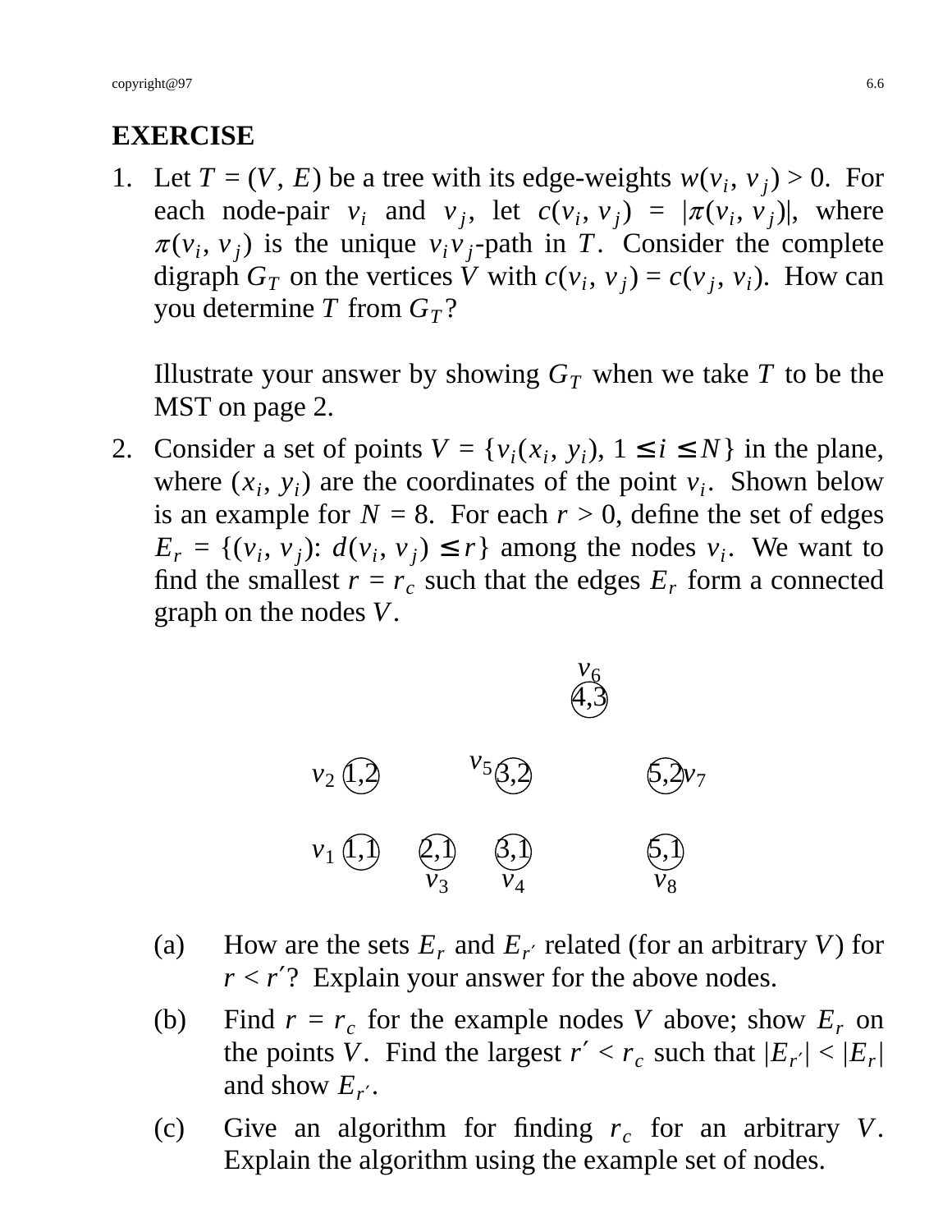## EXERCISE

1. Let $T = (V, E)$ be a tree with its edge-weights $w(v_i, v_j) > 0$. For each node-pair $v_i$ and $v_j$, let $c(v_i, v_j) = |\pi(v_i, v_j)|$, where $\pi(v_i, v_j)$ is the unique $v_i v_j$-path in $T$. Consider the complete digraph $G_T$ on the vertices $V$ with $c(v_i, v_j) = c(v_j, v_i)$. How can you determine $T$ from $G_T$?

   Illustrate your answer by showing $G_T$ when we take $T$ to be the MST on page 2.

2. Consider a set of points $V = \{v_i(x_i, y_i), 1 \le i \le N\}$ in the plane, where $(x_i, y_i)$ are the coordinates of the point $v_i$. Shown below is an example for $N = 8$. For each $r > 0$, define the set of edges $E_r = \{(v_i, v_j): d(v_i, v_j) \le r\}$ among the nodes $v_i$. We want to find the smallest $r = r_c$ such that the edges $E_r$ form a connected graph on the nodes $V$.

   - $v_1$: (1,1)
   - $v_2$: (1,2)
   - $v_3$: (2,1)
   - $v_4$: (3,1)
   - $v_5$: (3,2)
   - $v_6$: (4,3)
   - $v_7$: (5,2)
   - $v_8$: (5,1)

   (a) How are the sets $E_r$ and $E_{r'}$ related (for an arbitrary $V$) for $r < r'$? Explain your answer for the above nodes.

   (b) Find $r = r_c$ for the example nodes $V$ above; show $E_r$ on the points $V$. Find the largest $r' < r_c$ such that $|E_{r'}| < |E_r|$ and show $E_{r'}$.

   (c) Give an algorithm for finding $r_c$ for an arbitrary $V$. Explain the algorithm using the example set of nodes.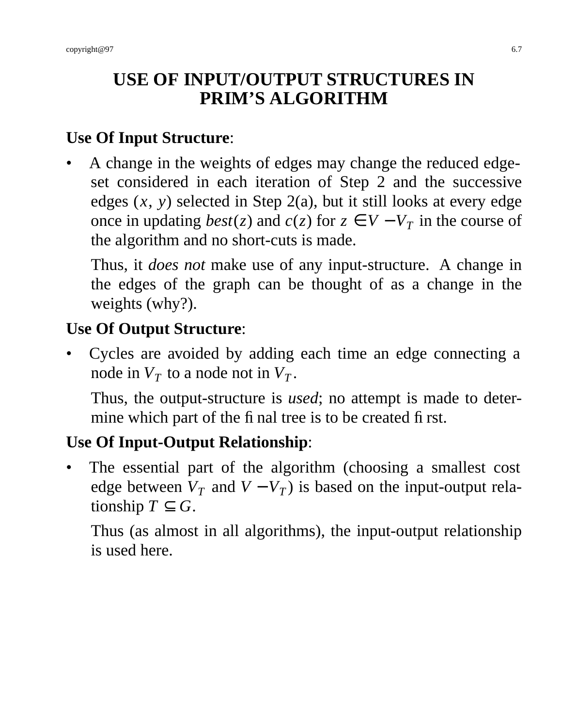# USE OF INPUT/OUTPUT STRUCTURES IN PRIM'S ALGORITHM

**Use Of Input Structure**:

- A change in the weights of edges may change the reduced edge-set considered in each iteration of Step 2 and the successive edges $(x, y)$ selected in Step 2(a), but it still looks at every edge once in updating $best(z)$ and $c(z)$ for $z \in V - V_T$ in the course of the algorithm and no short-cuts is made.

  Thus, it *does not* make use of any input-structure. A change in the edges of the graph can be thought of as a change in the weights (why?).

**Use Of Output Structure**:

- Cycles are avoided by adding each time an edge connecting a node in $V_T$ to a node not in $V_T$.

  Thus, the output-structure is *used*; no attempt is made to determine which part of the final tree is to be created first.

**Use Of Input-Output Relationship**:

- The essential part of the algorithm (choosing a smallest cost edge between $V_T$ and $V - V_T$) is based on the input-output relationship $T \subseteq G$.

  Thus (as almost in all algorithms), the input-output relationship is used here.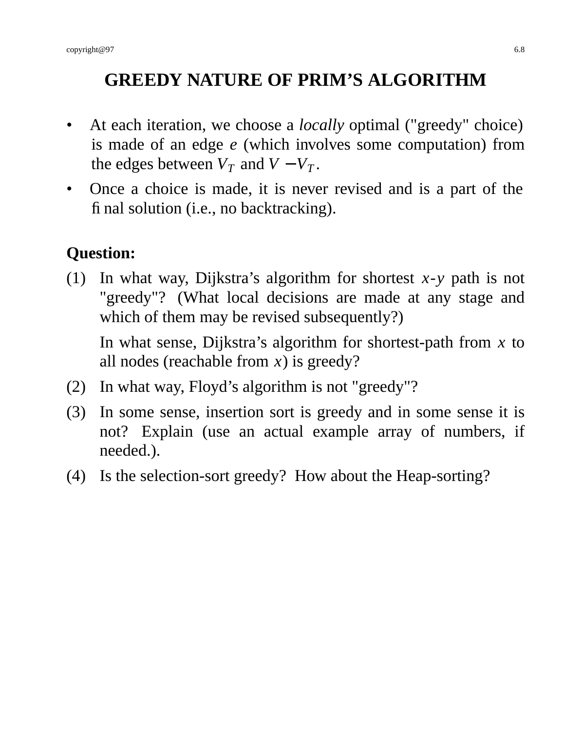# GREEDY NATURE OF PRIM'S ALGORITHM

- At each iteration, we choose a *locally* optimal ("greedy" choice) is made of an edge $e$ (which involves some computation) from the edges between $V_T$ and $V - V_T$.
- Once a choice is made, it is never revised and is a part of the final solution (i.e., no backtracking).

**Question:**

(1) In what way, Dijkstra's algorithm for shortest $x$-$y$ path is not "greedy"? (What local decisions are made at any stage and which of them may be revised subsequently?)

In what sense, Dijkstra's algorithm for shortest-path from $x$ to all nodes (reachable from $x$) is greedy?

(2) In what way, Floyd's algorithm is not "greedy"?

(3) In some sense, insertion sort is greedy and in some sense it is not? Explain (use an actual example array of numbers, if needed.).

(4) Is the selection-sort greedy? How about the Heap-sorting?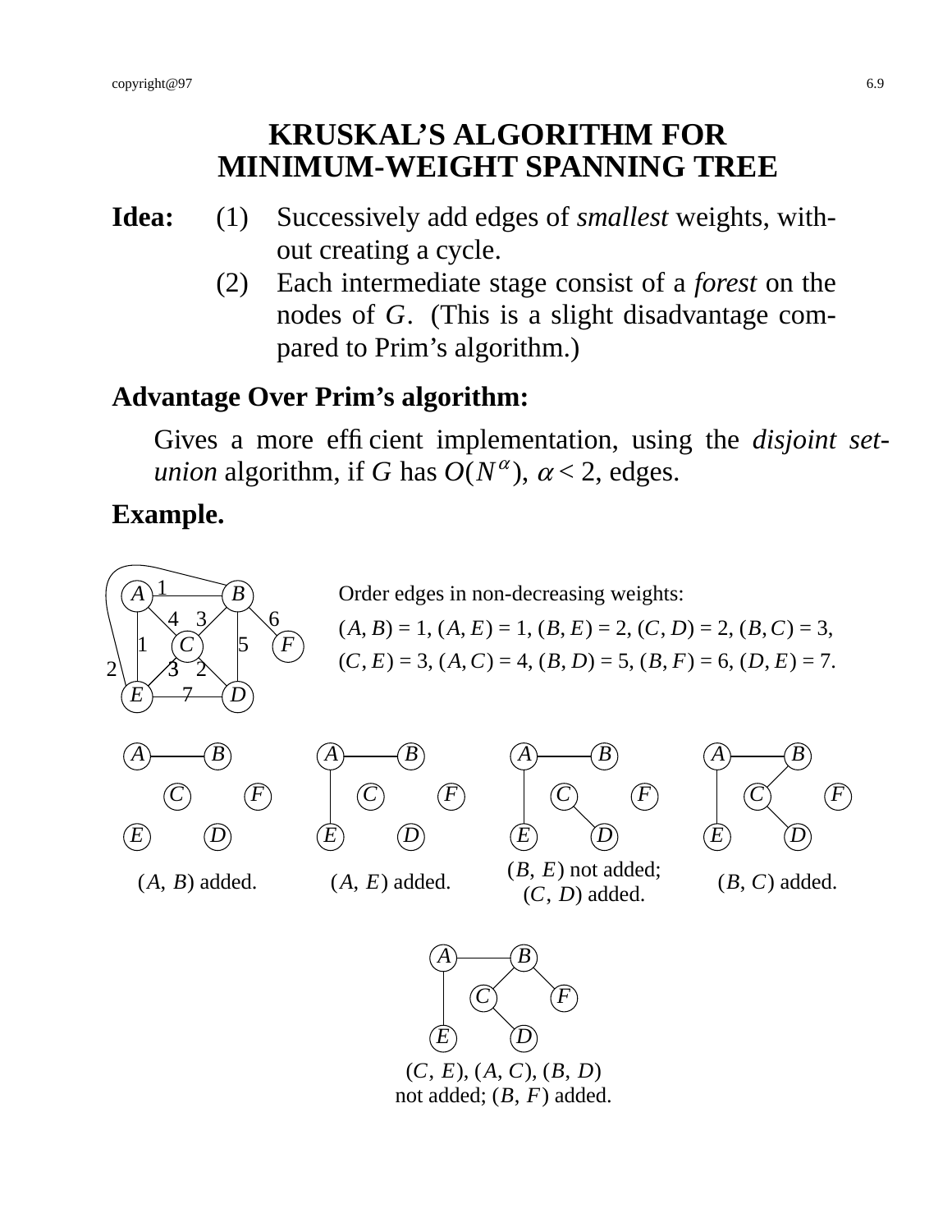# KRUSKAL'S ALGORITHM FOR MINIMUM-WEIGHT SPANNING TREE

**Idea:**

1. Successively add edges of *smallest* weights, without creating a cycle.
2. Each intermediate stage consist of a *forest* on the nodes of $G$. (This is a slight disadvantage compared to Prim's algorithm.)

**Advantage Over Prim's algorithm:**

Gives a more efficient implementation, using the *disjoint set-union* algorithm, if $G$ has $O(N^{\alpha})$, $\alpha < 2$, edges.

**Example.**

Order edges in non-decreasing weights:

$(A, B) = 1$, $(A, E) = 1$, $(B, E) = 2$, $(C, D) = 2$, $(B, C) = 3$,
$(C, E) = 3$, $(A, C) = 4$, $(B, D) = 5$, $(B, F) = 6$, $(D, E) = 7$.

$(A, B)$ added.

$(A, E)$ added.

$(B, E)$ not added;
$(C, D)$ added.

$(B, C)$ added.

$(C, E)$, $(A, C)$, $(B, D)$
not added; $(B, F)$ added.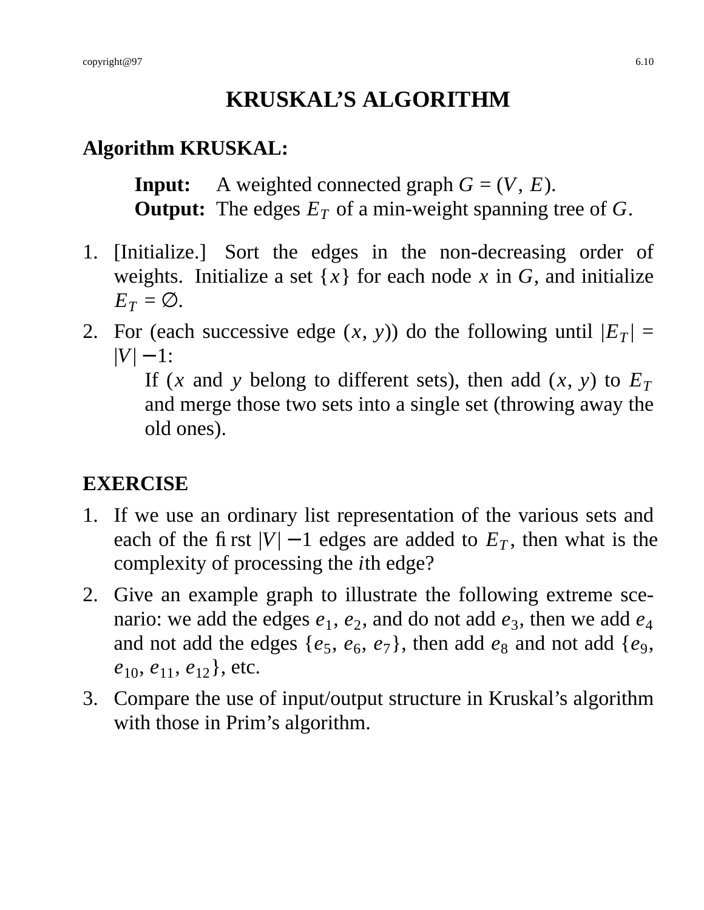# KRUSKAL'S ALGORITHM

**Algorithm KRUSKAL:**

> **Input:** A weighted connected graph $G = (V, E)$.
> **Output:** The edges $E_T$ of a min-weight spanning tree of $G$.

1. [Initialize.] Sort the edges in the non-decreasing order of weights. Initialize a set $\{x\}$ for each node $x$ in $G$, and initialize $E_T = \emptyset$.
2. For (each successive edge $(x, y)$) do the following until $|E_T| = |V| - 1$:

   If ($x$ and $y$ belong to different sets), then add $(x, y)$ to $E_T$ and merge those two sets into a single set (throwing away the old ones).

**EXERCISE**

1. If we use an ordinary list representation of the various sets and each of the first $|V| - 1$ edges are added to $E_T$, then what is the complexity of processing the $i$th edge?
2. Give an example graph to illustrate the following extreme scenario: we add the edges $e_1$, $e_2$, and do not add $e_3$, then we add $e_4$ and not add the edges $\{e_5, e_6, e_7\}$, then add $e_8$ and not add $\{e_9, e_{10}, e_{11}, e_{12}\}$, etc.
3. Compare the use of input/output structure in Kruskal's algorithm with those in Prim's algorithm.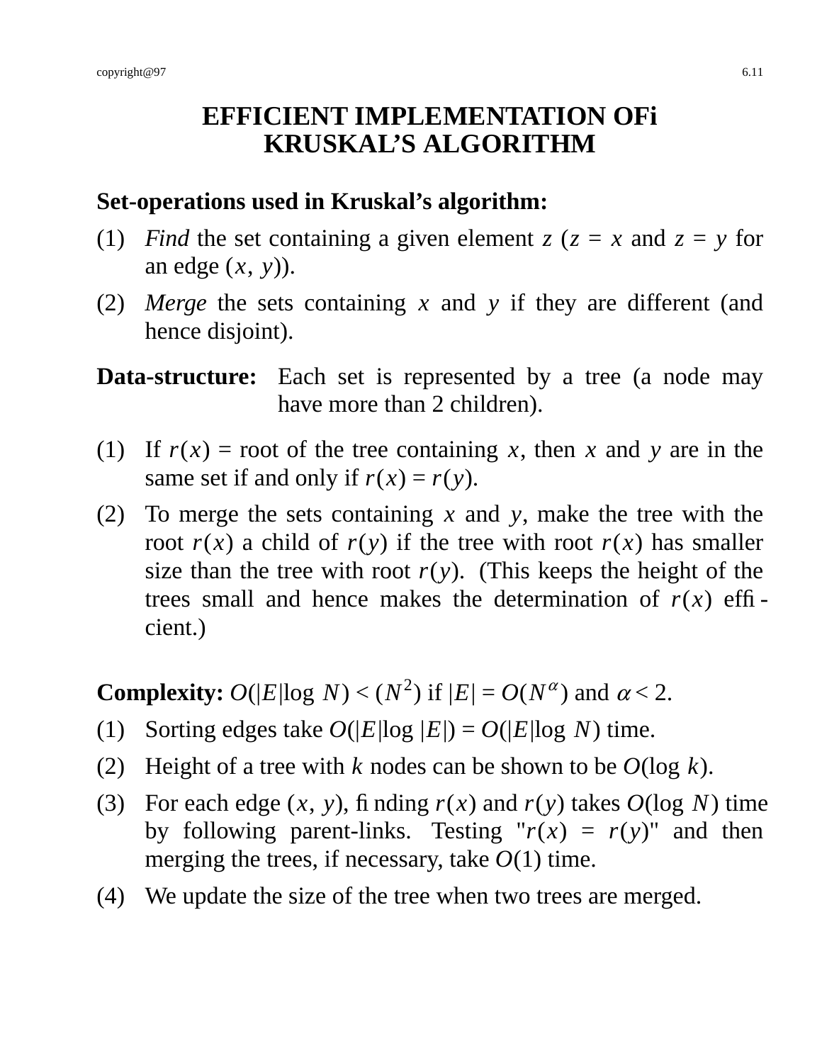# EFFICIENT IMPLEMENTATION OFi KRUSKAL'S ALGORITHM

**Set-operations used in Kruskal's algorithm:**

(1) *Find* the set containing a given element $z$ ($z = x$ and $z = y$ for an edge $(x, y)$).

(2) *Merge* the sets containing $x$ and $y$ if they are different (and hence disjoint).

**Data-structure:** Each set is represented by a tree (a node may have more than 2 children).

(1) If $r(x)$ = root of the tree containing $x$, then $x$ and $y$ are in the same set if and only if $r(x) = r(y)$.

(2) To merge the sets containing $x$ and $y$, make the tree with the root $r(x)$ a child of $r(y)$ if the tree with root $r(x)$ has smaller size than the tree with root $r(y)$. (This keeps the height of the trees small and hence makes the determination of $r(x)$ efficient.)

**Complexity:** $O(|E|\log N) < (N^2)$ if $|E| = O(N^{\alpha})$ and $\alpha < 2$.

(1) Sorting edges take $O(|E|\log |E|) = O(|E|\log N)$ time.

(2) Height of a tree with $k$ nodes can be shown to be $O(\log k)$.

(3) For each edge $(x, y)$, finding $r(x)$ and $r(y)$ takes $O(\log N)$ time by following parent-links. Testing "$r(x) = r(y)$" and then merging the trees, if necessary, take $O(1)$ time.

(4) We update the size of the tree when two trees are merged.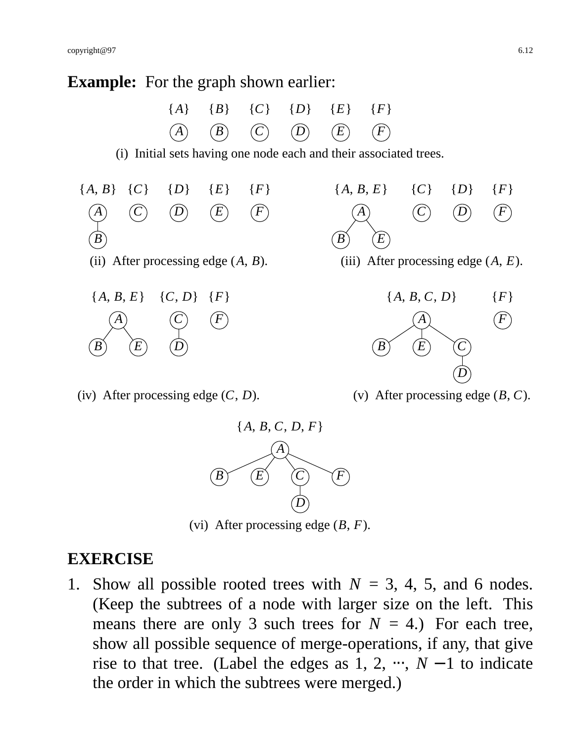**Example:** For the graph shown earlier:

$\{A\}$ $\{B\}$ $\{C\}$ $\{D\}$ $\{E\}$ $\{F\}$

(i) Initial sets having one node each and their associated trees.

$\{A, B\}$ $\{C\}$ $\{D\}$ $\{E\}$ $\{F\}$

(ii) After processing edge $(A, B)$.

$\{A, B, E\}$ $\{C\}$ $\{D\}$ $\{F\}$

(iii) After processing edge $(A, E)$.

$\{A, B, E\}$ $\{C, D\}$ $\{F\}$

(iv) After processing edge $(C, D)$.

$\{A, B, C, D\}$ $\{F\}$

(v) After processing edge $(B, C)$.

$\{A, B, C, D, F\}$

(vi) After processing edge $(B, F)$.

## EXERCISE

1. Show all possible rooted trees with $N$ = 3, 4, 5, and 6 nodes. (Keep the subtrees of a node with larger size on the left. This means there are only 3 such trees for $N$ = 4.) For each tree, show all possible sequence of merge-operations, if any, that give rise to that tree. (Label the edges as 1, 2, ⋯, $N - 1$ to indicate the order in which the subtrees were merged.)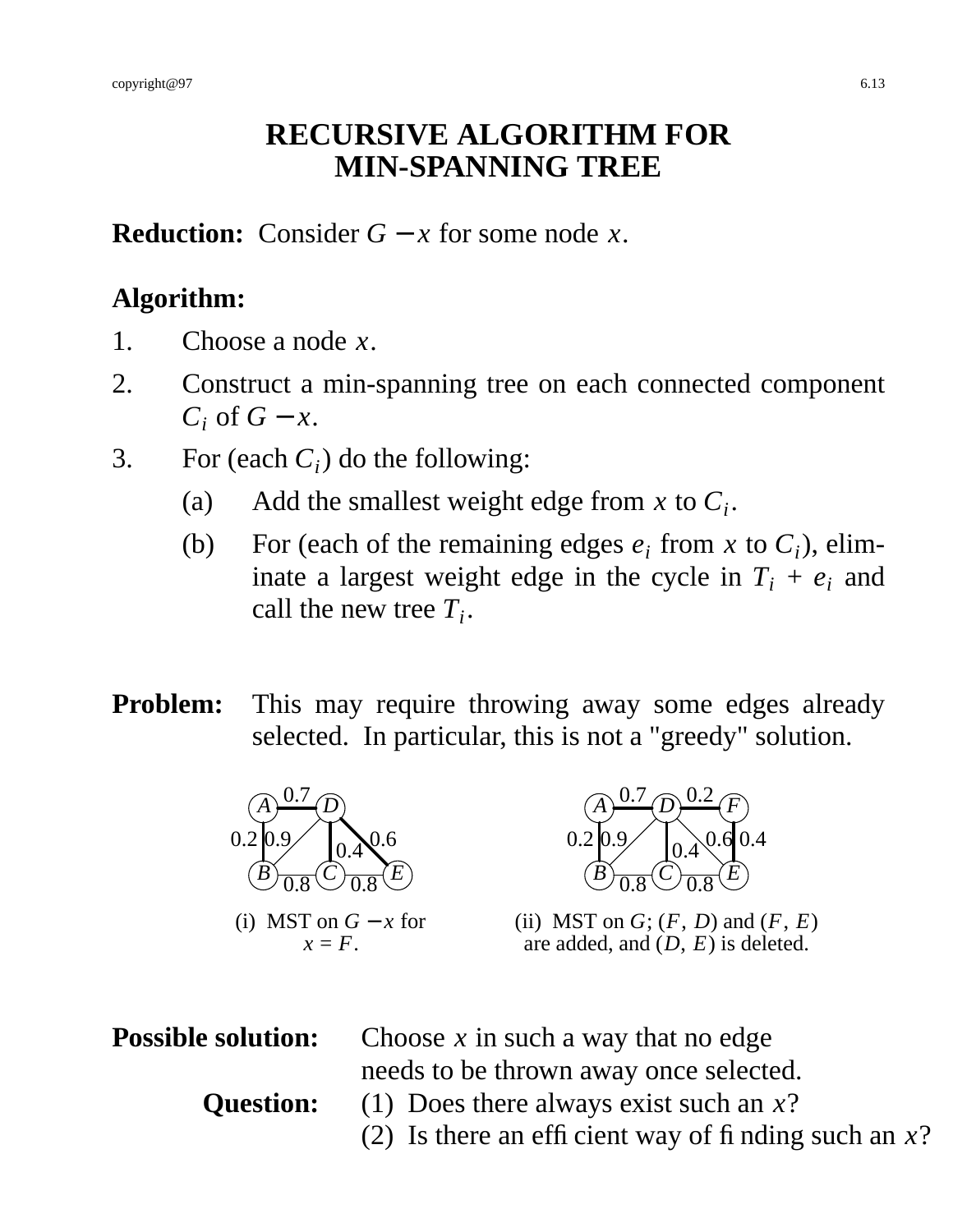# RECURSIVE ALGORITHM FOR MIN-SPANNING TREE

**Reduction:** Consider $G - x$ for some node $x$.

**Algorithm:**

1. Choose a node $x$.
2. Construct a min-spanning tree on each connected component $C_i$ of $G - x$.
3. For (each $C_i$) do the following:
   - (a) Add the smallest weight edge from $x$ to $C_i$.
   - (b) For (each of the remaining edges $e_i$ from $x$ to $C_i$), eliminate a largest weight edge in the cycle in $T_i + e_i$ and call the new tree $T_i$.

**Problem:** This may require throwing away some edges already selected. In particular, this is not a "greedy" solution.

(i) MST on $G - x$ for $x = F$.

(ii) MST on $G$; $(F, D)$ and $(F, E)$ are added, and $(D, E)$ is deleted.

**Possible solution:** Choose $x$ in such a way that no edge needs to be thrown away once selected.

**Question:** (1) Does there always exist such an $x$?
(2) Is there an efficient way of finding such an $x$?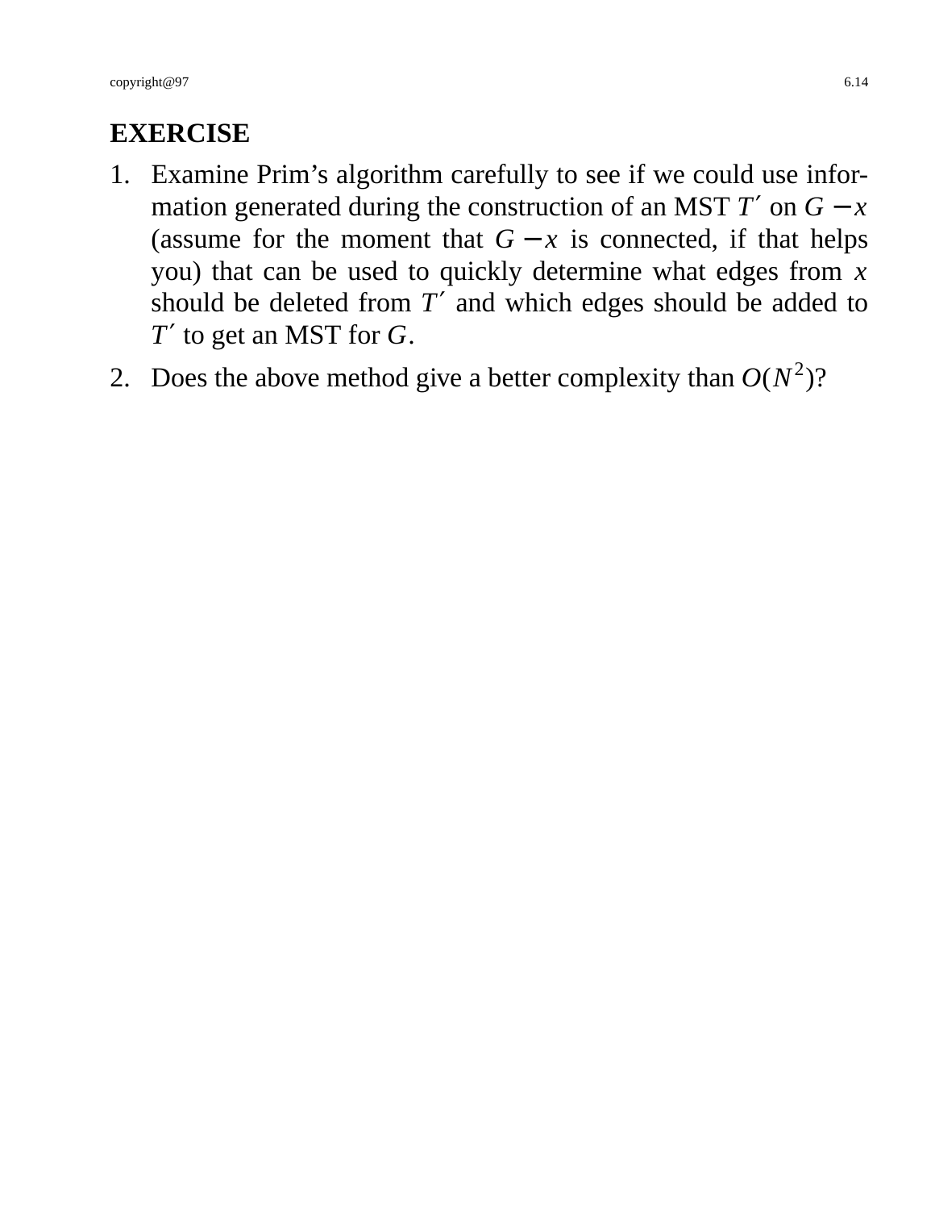## EXERCISE

1. Examine Prim's algorithm carefully to see if we could use information generated during the construction of an MST $T'$ on $G - x$ (assume for the moment that $G - x$ is connected, if that helps you) that can be used to quickly determine what edges from $x$ should be deleted from $T'$ and which edges should be added to $T'$ to get an MST for $G$.
2. Does the above method give a better complexity than $O(N^2)$?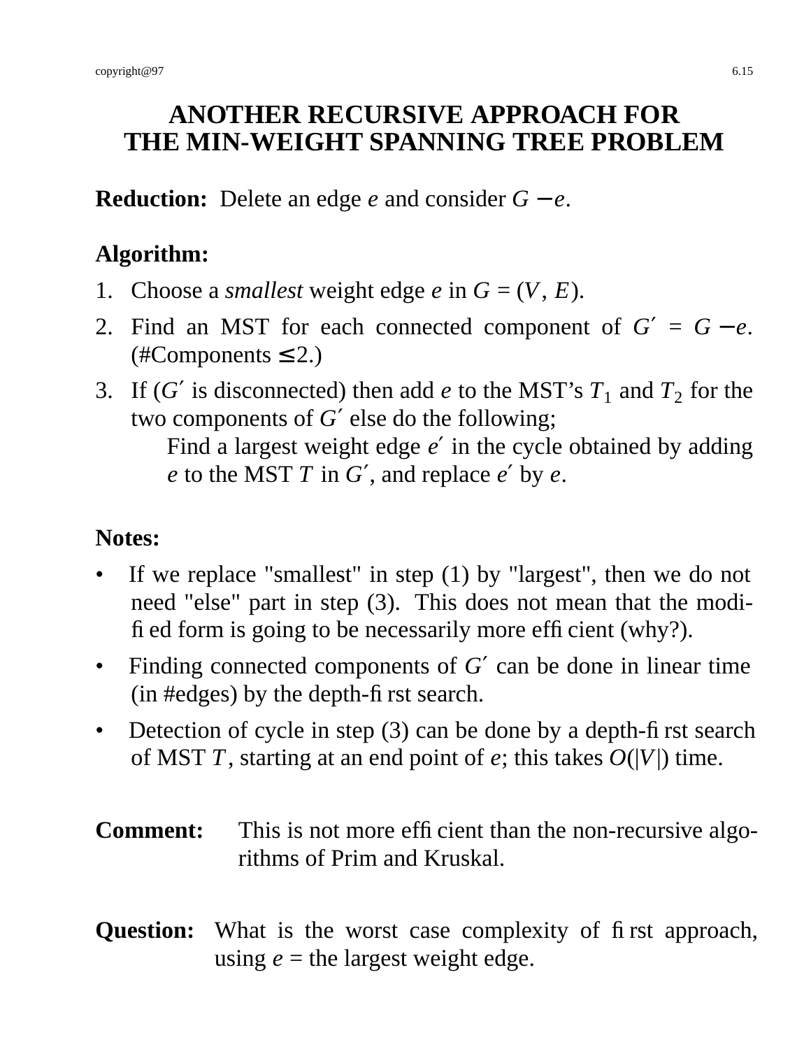# ANOTHER RECURSIVE APPROACH FOR THE MIN-WEIGHT SPANNING TREE PROBLEM

**Reduction:** Delete an edge $e$ and consider $G - e$.

**Algorithm:**

1. Choose a *smallest* weight edge $e$ in $G = (V, E)$.
2. Find an MST for each connected component of $G' = G - e$. (#Components $\leq$ 2.)
3. If ($G'$ is disconnected) then add $e$ to the MST's $T_1$ and $T_2$ for the two components of $G'$ else do the following;

   Find a largest weight edge $e'$ in the cycle obtained by adding $e$ to the MST $T$ in $G'$, and replace $e'$ by $e$.

**Notes:**

- If we replace "smallest" in step (1) by "largest", then we do not need "else" part in step (3). This does not mean that the modified form is going to be necessarily more efficient (why?).
- Finding connected components of $G'$ can be done in linear time (in #edges) by the depth-first search.
- Detection of cycle in step (3) can be done by a depth-first search of MST $T$, starting at an end point of $e$; this takes $O(|V|)$ time.

**Comment:** This is not more efficient than the non-recursive algorithms of Prim and Kruskal.

**Question:** What is the worst case complexity of first approach, using $e$ = the largest weight edge.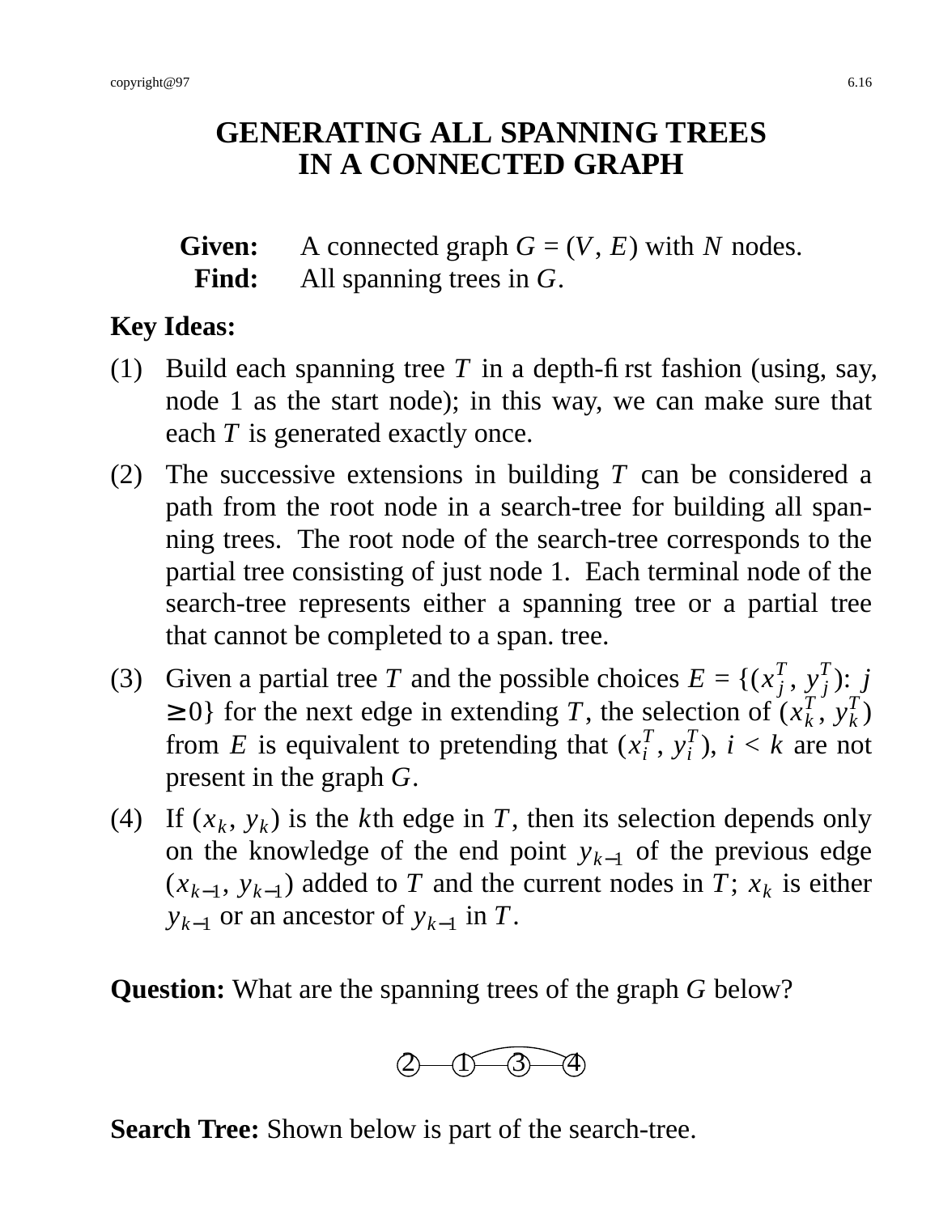# GENERATING ALL SPANNING TREES IN A CONNECTED GRAPH

**Given:** A connected graph $G = (V, E)$ with $N$ nodes.
**Find:** All spanning trees in $G$.

**Key Ideas:**

(1) Build each spanning tree $T$ in a depth-first fashion (using, say, node 1 as the start node); in this way, we can make sure that each $T$ is generated exactly once.

(2) The successive extensions in building $T$ can be considered a path from the root node in a search-tree for building all spanning trees. The root node of the search-tree corresponds to the partial tree consisting of just node 1. Each terminal node of the search-tree represents either a spanning tree or a partial tree that cannot be completed to a span. tree.

(3) Given a partial tree $T$ and the possible choices $E = \{(x^T_j, y^T_j)$: $j \geq 0\}$ for the next edge in extending $T$, the selection of $(x^T_k, y^T_k)$ from $E$ is equivalent to pretending that $(x^T_i, y^T_i)$, $i < k$ are not present in the graph $G$.

(4) If $(x_k, y_k)$ is the $k$th edge in $T$, then its selection depends only on the knowledge of the end point $y_{k-1}$ of the previous edge $(x_{k-1}, y_{k-1})$ added to $T$ and the current nodes in $T$; $x_k$ is either $y_{k-1}$ or an ancestor of $y_{k-1}$ in $T$.

**Question:** What are the spanning trees of the graph $G$ below?

(2)—(1)—(3)—(4), with an additional edge (1)—(4)

**Search Tree:** Shown below is part of the search-tree.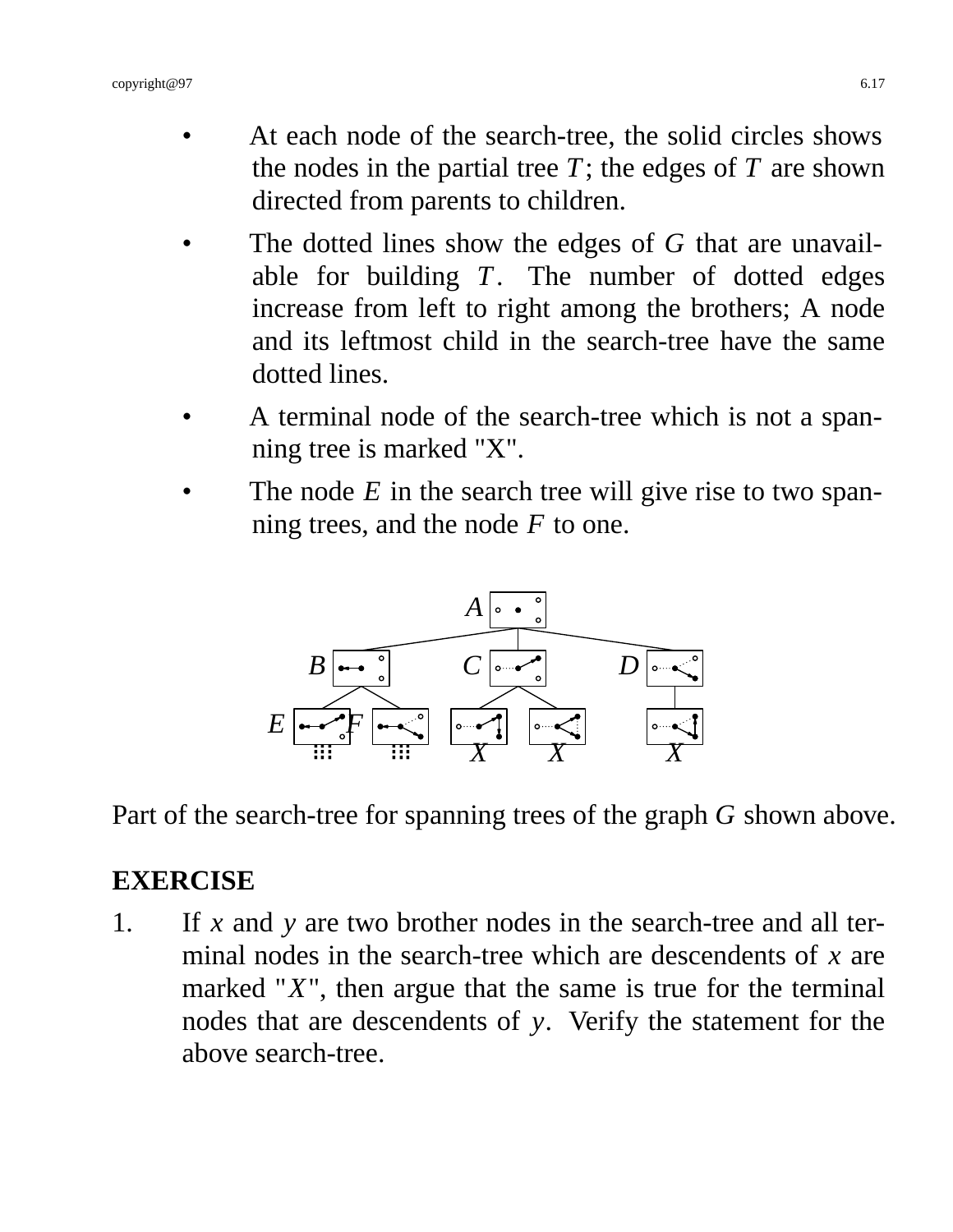- At each node of the search-tree, the solid circles shows the nodes in the partial tree $T$; the edges of $T$ are shown directed from parents to children.
- The dotted lines show the edges of $G$ that are unavailable for building $T$. The number of dotted edges increase from left to right among the brothers; A node and its leftmost child in the search-tree have the same dotted lines.
- A terminal node of the search-tree which is not a spanning tree is marked "X".
- The node $E$ in the search tree will give rise to two spanning trees, and the node $F$ to one.

Part of the search-tree for spanning trees of the graph $G$ shown above.

**EXERCISE**

1. If $x$ and $y$ are two brother nodes in the search-tree and all terminal nodes in the search-tree which are descendents of $x$ are marked "$X$", then argue that the same is true for the terminal nodes that are descendents of $y$. Verify the statement for the above search-tree.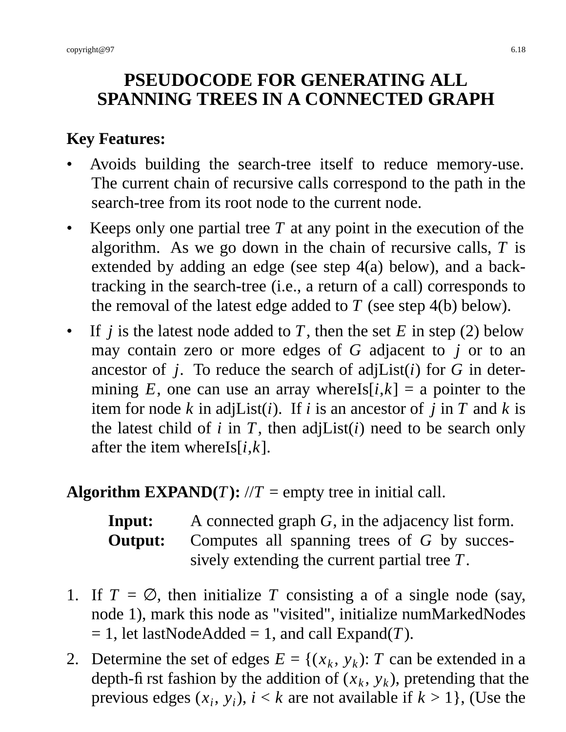# PSEUDOCODE FOR GENERATING ALL SPANNING TREES IN A CONNECTED GRAPH

**Key Features:**

- Avoids building the search-tree itself to reduce memory-use. The current chain of recursive calls correspond to the path in the search-tree from its root node to the current node.
- Keeps only one partial tree $T$ at any point in the execution of the algorithm. As we go down in the chain of recursive calls, $T$ is extended by adding an edge (see step 4(a) below), and a back-tracking in the search-tree (i.e., a return of a call) corresponds to the removal of the latest edge added to $T$ (see step 4(b) below).
- If $j$ is the latest node added to $T$, then the set $E$ in step (2) below may contain zero or more edges of $G$ adjacent to $j$ or to an ancestor of $j$. To reduce the search of adjList($i$) for $G$ in determining $E$, one can use an array whereIs[$i$,$k$] = a pointer to the item for node $k$ in adjList($i$). If $i$ is an ancestor of $j$ in $T$ and $k$ is the latest child of $i$ in $T$, then adjList($i$) need to be search only after the item whereIs[$i$,$k$].

**Algorithm EXPAND($T$):** //$T$ = empty tree in initial call.

**Input:** A connected graph $G$, in the adjacency list form.
**Output:** Computes all spanning trees of $G$ by successively extending the current partial tree $T$.

1. If $T = \emptyset$, then initialize $T$ consisting a of a single node (say, node 1), mark this node as "visited", initialize numMarkedNodes = 1, let lastNodeAdded = 1, and call Expand($T$).
2. Determine the set of edges $E = \{(x_k, y_k)$: $T$ can be extended in a depth-first fashion by the addition of $(x_k, y_k)$, pretending that the previous edges $(x_i, y_i)$, $i < k$ are not available if $k > 1\}$, (Use the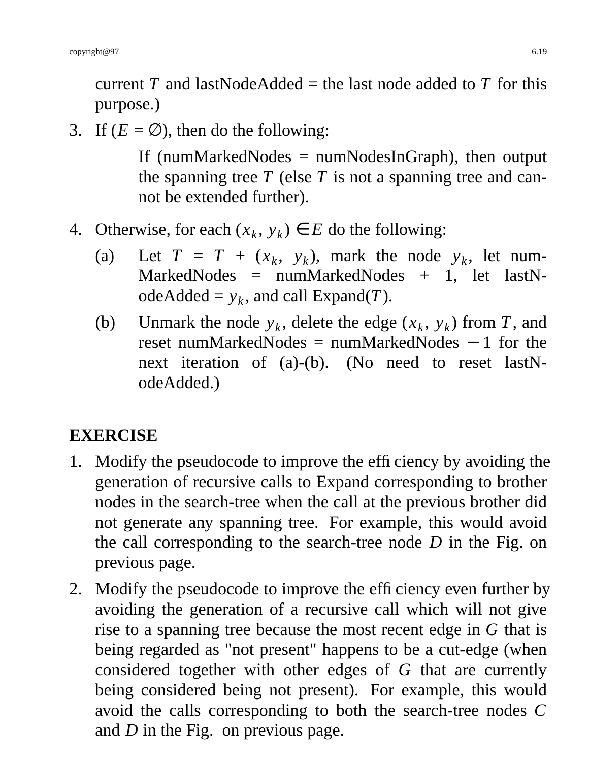current $T$ and lastNodeAdded = the last node added to $T$ for this purpose.)

3. If ($E = \emptyset$), then do the following:

   If (numMarkedNodes = numNodesInGraph), then output the spanning tree $T$ (else $T$ is not a spanning tree and cannot be extended further).

4. Otherwise, for each $(x_k, y_k) \in E$ do the following:

   (a) Let $T = T + (x_k, y_k)$, mark the node $y_k$, let numMarkedNodes = numMarkedNodes + 1, let lastNodeAdded = $y_k$, and call Expand($T$).

   (b) Unmark the node $y_k$, delete the edge $(x_k, y_k)$ from $T$, and reset numMarkedNodes = numMarkedNodes $-$ 1 for the next iteration of (a)-(b). (No need to reset lastNodeAdded.)

## EXERCISE

1. Modify the pseudocode to improve the efficiency by avoiding the generation of recursive calls to Expand corresponding to brother nodes in the search-tree when the call at the previous brother did not generate any spanning tree. For example, this would avoid the call corresponding to the search-tree node $D$ in the Fig. on previous page.

2. Modify the pseudocode to improve the efficiency even further by avoiding the generation of a recursive call which will not give rise to a spanning tree because the most recent edge in $G$ that is being regarded as "not present" happens to be a cut-edge (when considered together with other edges of $G$ that are currently being considered being not present). For example, this would avoid the calls corresponding to both the search-tree nodes $C$ and $D$ in the Fig. on previous page.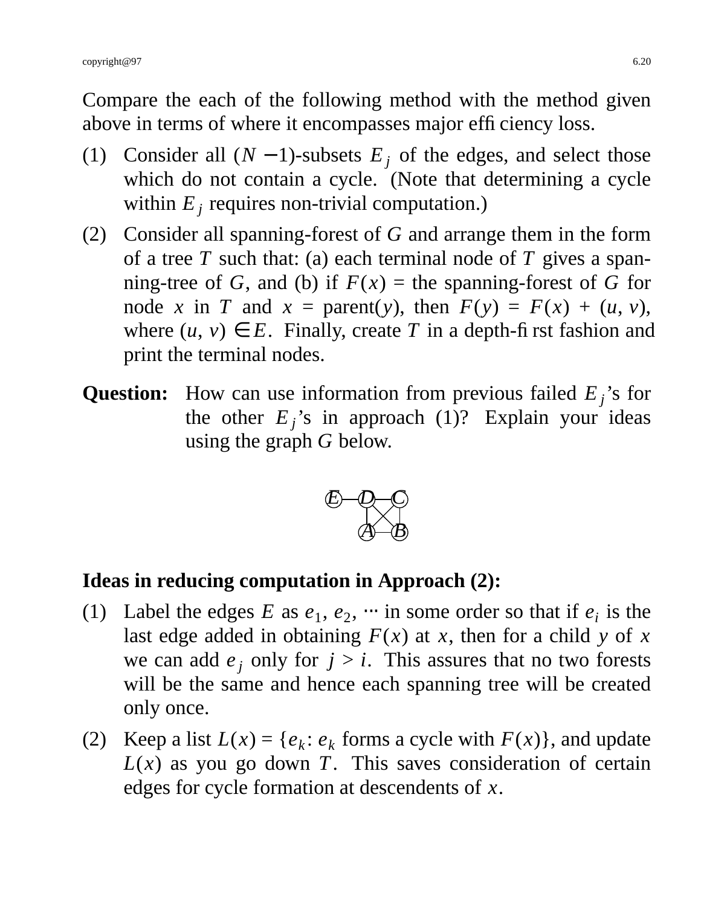Compare the each of the following method with the method given above in terms of where it encompasses major efficiency loss.

(1) Consider all $(N-1)$-subsets $E_j$ of the edges, and select those which do not contain a cycle. (Note that determining a cycle within $E_j$ requires non-trivial computation.)

(2) Consider all spanning-forest of $G$ and arrange them in the form of a tree $T$ such that: (a) each terminal node of $T$ gives a spanning-tree of $G$, and (b) if $F(x)$ = the spanning-forest of $G$ for node $x$ in $T$ and $x$ = parent($y$), then $F(y) = F(x) + (u, v)$, where $(u, v) \in E$. Finally, create $T$ in a depth-first fashion and print the terminal nodes.

**Question:** How can use information from previous failed $E_j$'s for the other $E_j$'s in approach (1)? Explain your ideas using the graph $G$ below.

**Ideas in reducing computation in Approach (2):**

(1) Label the edges $E$ as $e_1, e_2, \cdots$ in some order so that if $e_i$ is the last edge added in obtaining $F(x)$ at $x$, then for a child $y$ of $x$ we can add $e_j$ only for $j > i$. This assures that no two forests will be the same and hence each spanning tree will be created only once.

(2) Keep a list $L(x) = \{e_k : e_k$ forms a cycle with $F(x)\}$, and update $L(x)$ as you go down $T$. This saves consideration of certain edges for cycle formation at descendents of $x$.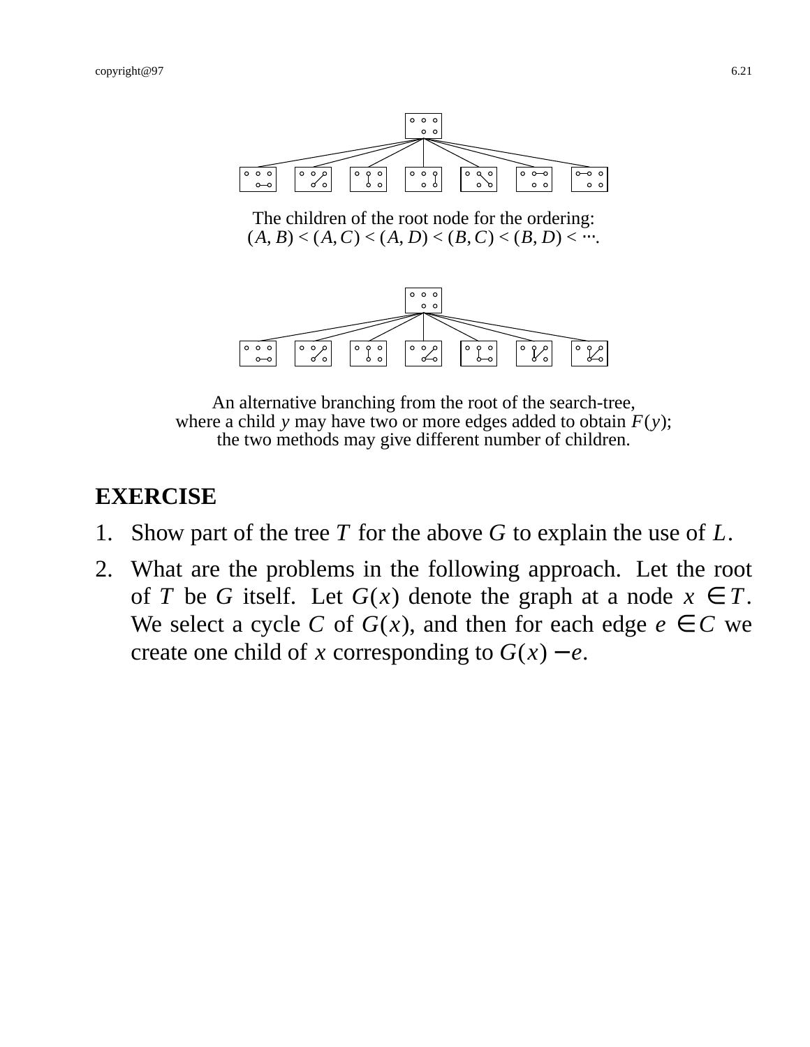The children of the root node for the ordering:
$(A, B) < (A, C) < (A, D) < (B, C) < (B, D) < \cdots$.

An alternative branching from the root of the search-tree,
where a child $y$ may have two or more edges added to obtain $F(y)$;
the two methods may give different number of children.

## EXERCISE

1. Show part of the tree $T$ for the above $G$ to explain the use of $L$.
2. What are the problems in the following approach. Let the root of $T$ be $G$ itself. Let $G(x)$ denote the graph at a node $x \in T$. We select a cycle $C$ of $G(x)$, and then for each edge $e \in C$ we create one child of $x$ corresponding to $G(x) - e$.